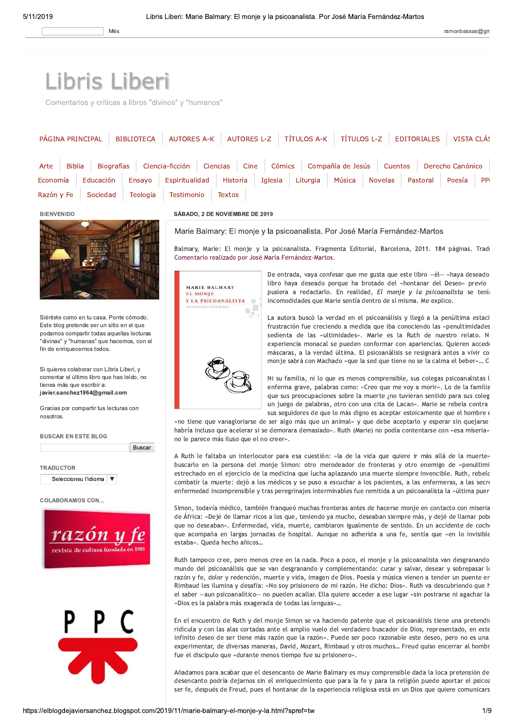# Libris Liberi

Comentarios y críticas a libros "divinos" y "humanos"

PÁGINA PRINCIPAL | BIBLIOTECA | AUTORES A-K | AUTORES L-Z | TÍTULOS A-K | TÍTULOS L-Z | EDITORIALES | VISTA CLÁ

Arte | Biblia | Biografías | Ciencia-ficción | Ciencias | Cine | Cómics | Compañía de Jesús | Cuentos | Derecho Canónico | Economía | Educación | Ensayo | Espiritualidad | Historia | Iglesia | Liturgia | Música | Novelas | Pastoral | Poesía | PP | Razón y Fe | Sociedad | Teología | Testimonio | Textos

**BIENVENIDO**

Siéntete como en tu casa. Ponte cómodo. Este blog pretende ser un sitio en el que podamos compartir todas aquellas lecturas "divinas" y "humanas" que hacemos, con el fin de enriquecernos todos.

Si quieres colaborar con Libris Liberi, y comentar el último libro que has leído, no tienes más que escribir a: **javier.sanchez1964@gmail.com**

Gracias por compartir tus lecturas con nosotros.

**BUSCAR EN ESTE BLOG**

Buscar

**TRADUCTOR**

Seleccioneu l'idioma

**COLABORAMOS CON...**

razón y fe — revista de cultura fundada en 1901

PPC

**SÁBADO, 2 DE NOVIEMBRE DE 2019**

## Marie Balmary: El monje y la psicoanalista. Por José María Fernández-Martos

Balmary, Marie: El monje y la psicoanalista. Fragmenta Editorial, Barcelona, 2011. 184 páginas. Tradu
Comentario realizado por José María Fernández-Martos.

MARIE BALMARY
EL MONJE
Y LA PSICOANALISTA
FRAGMENTA EDITORIAL

De entrada, vaya confesar que me gusta que este libro —él— «haya deseado libro haya deseado porque ha brotado del «hontanar del Deseo» previo pusiera a redactarlo. En realidad, *El monje y la psicoanalista* se tenía incomodidades que Marie sentía dentro de sí misma. Me explico.

La autora buscó la verdad en el psicoanálisis y llegó a la penúltima estaci frustración fue creciendo a medida que iba conociendo las «penultimidades sedienta de las «ultimidades». Marie es la Ruth de nuestro relato. N experiencia monacal se pueden conformar con apariencias. Quieren acced máscaras, a la verdad última. El psicoanálisis se resignará antes a vivir co monje sabrá con Machado «que la sed que tiene no se la calma el beber»... C

Ni su familia, ni lo que es menos comprensible, sus colegas psicoanalistas l enferma grave, palabras como: «Creo que me voy a morir». Lo de la familia que sus preocupaciones sobre la muerte ¿no tuvieran sentido para sus coleg un juego de palabras, otro con una cita de Lacan». Marie se rebela contra sus seguidores de que lo más digno es aceptar estoicamente que el hombre «no tiene que vanagloriarse de ser algo más que un animal» y que debe aceptarlo y esperar sin quejarse habría incluso que acelerar si se demorara demasiado». Ruth (Marie) no podía contentarse con «esa miseria» no le parece más iluso que el no creer».

A Ruth le faltaba un interlocutor para esa cuestión: «la de la vida que quiere ir más allá de la muerte» buscarlo en la persona del monje Simon: otro merodeador de fronteras y otro enemigo de «penultimi estrechado en el ejercicio de la medicina que lucha aplazando una muerte siempre invencible. Ruth, rebelc combatir la muerte: dejó a los médicos y se puso a escuchar a los pacientes, a las enfermeras, a las secre enfermedad incomprensible y tras peregrinajes interminables fue remitida a un psicoanalista la «última puer

Simon, todavía médico, también franqueó muchas fronteras antes de hacerse monje en contacto con miseria de África: «Dejé de llamar ricos a los que, teniendo ya mucho, deseaban siempre más, y dejé de llamar pobr que no deseaban». Enfermedad, vida, muerte, cambiaron igualmente de sentido. En un accidente de coche que acompaña en largas jornadas de hospital. Aunque no adherida a una fe, sentía que «en lo invisible estaba». Queda hecho añicos...

Ruth tampoco cree, pero menos cree en la nada. Poco a poco, el monje y la psicoanalista van desgranando mundo del psicoanálisis que se van desgranando y complementando: curar y salvar, desear y sobrepasar lo razón y fe, dolor y redención, muerte y vida, imagen de Dios. Poesía y música vienen a tender un puente en Rimbaud les ilumina y desafía: «No soy prisionero de mi razón. He dicho: Dios». Ruth va descubriendo que h el saber —aun psicoanalítico— no pueden acallar. Ella quiere acceder a ese lugar «sin postrarse ni agachar la «Dios es la palabra más exagerada de todas las lenguas»...

En el encuentro de Ruth y del monje Simon se va haciendo patente que el psicoanálisis tiene una pretendi ridícula y con las alas cortadas ante el amplio vuelo del verdadero buscador de Dios, representado, en este infinito deseo de ser tiene más razón que la razón». Puede ser poco razonable este deseo, pero no es una experimentar, de diversas maneras, David, Mozart, Rimbaud y otros muchos... Freud quiso encerrar al hombr fue el discípulo que «durante menos tiempo fue su prisionero».

Añadamos para acabar que el desencanto de Marie Balmary es muy comprensible dada la loca pretensión de desencanto podría dejarnos sin el enriquecimiento que para la fe y para la religión puede aportar el psicoa ser fe, después de Freud, pues el hontanar de la experiencia religiosa está en un Dios que quiere comunicars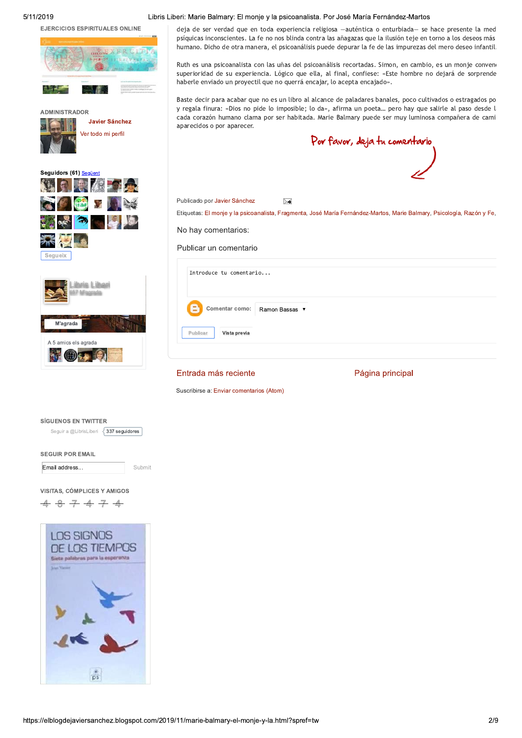deja de ser verdad que en toda experiencia religiosa —auténtica o enturbiada— se hace presente la med psíquicas inconscientes. La fe no nos blinda contra las añagazas que la ilusión teje en torno a los deseos más humano. Dicho de otra manera, el psicoanálisis puede depurar la fe de las impurezas del mero deseo infantil.

Ruth es una psicoanalista con las uñas del psicoanálisis recortadas. Simon, en cambio, es un monje conven superioridad de su experiencia. Lógico que ella, al final, confiese: «Este hombre no dejará de sorprende haberle enviado un proyectil que no querrá encajar, lo acepta encajado».

Baste decir para acabar que no es un libro al alcance de paladares banales, poco cultivados o estragados po y regala finura: «Dios no pide lo imposible; lo da», afirma un poeta… pero hay que salirle al paso desde l cada corazón humano clama por ser habitada. Marie Balmary puede ser muy luminosa compañera de cami aparecidos o por aparecer.

Por favor, deja tu comentario

Publicado por Javier Sánchez

Etiquetas: El monje y la psicoanalista, Fragmenta, José María Fernández-Martos, Marie Balmary, Psicología, Razón y Fe,

No hay comentarios:

Publicar un comentario

Introduce tu comentario...

Comentar como: Ramon Bassas

Publicar Vista previa

Entrada más reciente Página principal

Suscribirse a: Enviar comentarios (Atom)

EJERCICIOS ESPIRITUALES ONLINE

ADMINISTRADOR

Javier Sánchez

Ver todo mi perfil

Seguidors (61) Següent

Segueix

Libris Liberi

657 M'agrada

M'agrada

A 5 amics els agrada

SÍGUENOS EN TWITTER

Seguir a @LibrisLiberi 337 seguidores

SEGUIR POR EMAIL

Email address... Submit

VISITAS, CÓMPLICES Y AMIGOS

4 8 7 4 7 4

LOS SIGNOS DE LOS TIEMPOS

Siete palabras para la esperanza